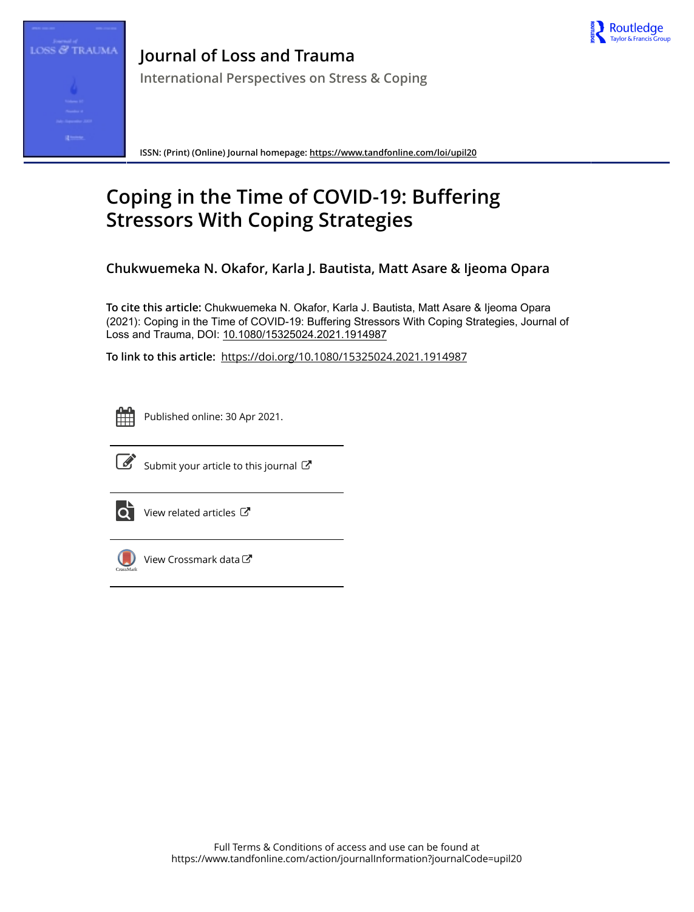# Journal of Loss and Trauma

International Perspectives on Stress & Coping

ISSN: (Print) (Online) Journal homepage: https://www.tandfonline.com/loi/upil20

# Coping in the Time of COVID-19: Buffering Stressors With Coping Strategies

**Chukwuemeka N. Okafor, Karla J. Bautista, Matt Asare & Ijeoma Opara**

**To cite this article:** Chukwuemeka N. Okafor, Karla J. Bautista, Matt Asare & Ijeoma Opara (2021): Coping in the Time of COVID-19: Buffering Stressors With Coping Strategies, Journal of Loss and Trauma, DOI: 10.1080/15325024.2021.1914987

**To link to this article:** https://doi.org/10.1080/15325024.2021.1914987

Published online: 30 Apr 2021.

Submit your article to this journal

View related articles

View Crossmark data

Full Terms & Conditions of access and use can be found at https://www.tandfonline.com/action/journalInformation?journalCode=upil20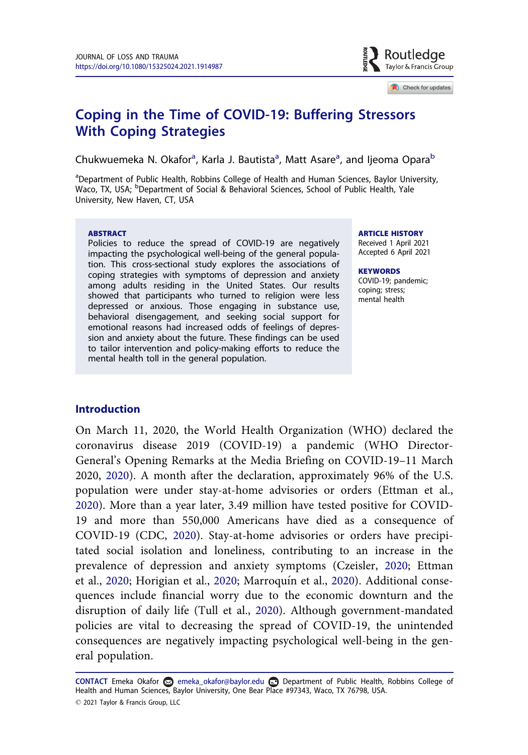# Coping in the Time of COVID-19: Buffering Stressors With Coping Strategies

Chukwuemeka N. Okafor[a], Karla J. Bautista[a], Matt Asare[a], and Ijeoma Opara[b]

[a]Department of Public Health, Robbins College of Health and Human Sciences, Baylor University, Waco, TX, USA; [b]Department of Social & Behavioral Sciences, School of Public Health, Yale University, New Haven, CT, USA

**ABSTRACT**

Policies to reduce the spread of COVID-19 are negatively impacting the psychological well-being of the general population. This cross-sectional study explores the associations of coping strategies with symptoms of depression and anxiety among adults residing in the United States. Our results showed that participants who turned to religion were less depressed or anxious. Those engaging in substance use, behavioral disengagement, and seeking social support for emotional reasons had increased odds of feelings of depression and anxiety about the future. These findings can be used to tailor intervention and policy-making efforts to reduce the mental health toll in the general population.

**ARTICLE HISTORY**

Received 1 April 2021
Accepted 6 April 2021

**KEYWORDS**

COVID-19; pandemic; coping; stress; mental health

## Introduction

On March 11, 2020, the World Health Organization (WHO) declared the coronavirus disease 2019 (COVID-19) a pandemic (WHO Director-General's Opening Remarks at the Media Briefing on COVID-19–11 March 2020, 2020). A month after the declaration, approximately 96% of the U.S. population were under stay-at-home advisories or orders (Ettman et al., 2020). More than a year later, 3.49 million have tested positive for COVID-19 and more than 550,000 Americans have died as a consequence of COVID-19 (CDC, 2020). Stay-at-home advisories or orders have precipitated social isolation and loneliness, contributing to an increase in the prevalence of depression and anxiety symptoms (Czeisler, 2020; Ettman et al., 2020; Horigian et al., 2020; Marroquín et al., 2020). Additional consequences include financial worry due to the economic downturn and the disruption of daily life (Tull et al., 2020). Although government-mandated policies are vital to decreasing the spread of COVID-19, the unintended consequences are negatively impacting psychological well-being in the general population.

**CONTACT** Emeka Okafor emeka_okafor@baylor.edu Department of Public Health, Robbins College of Health and Human Sciences, Baylor University, One Bear Place #97343, Waco, TX 76798, USA.

© 2021 Taylor & Francis Group, LLC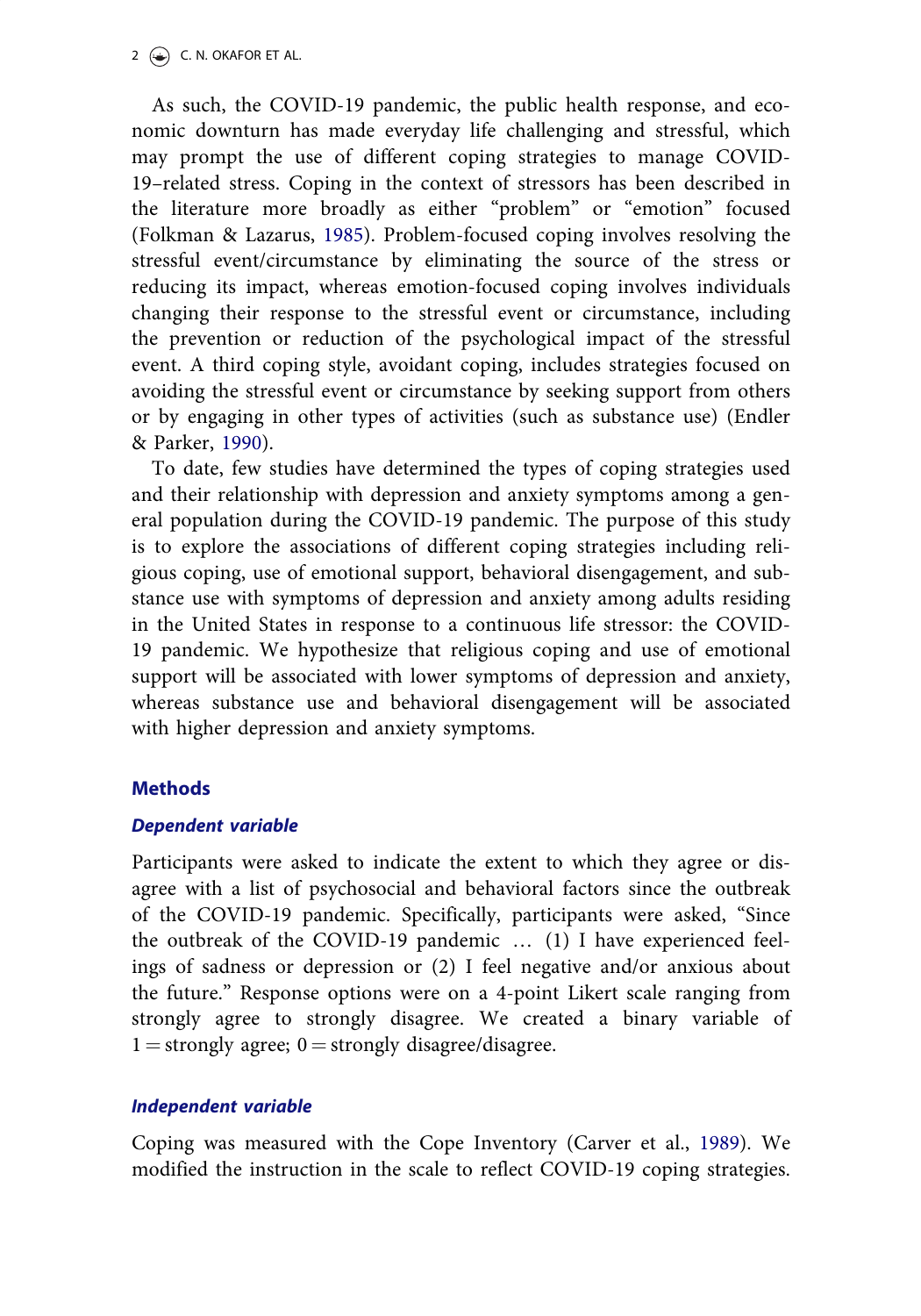As such, the COVID-19 pandemic, the public health response, and economic downturn has made everyday life challenging and stressful, which may prompt the use of different coping strategies to manage COVID-19–related stress. Coping in the context of stressors has been described in the literature more broadly as either "problem" or "emotion" focused (Folkman & Lazarus, 1985). Problem-focused coping involves resolving the stressful event/circumstance by eliminating the source of the stress or reducing its impact, whereas emotion-focused coping involves individuals changing their response to the stressful event or circumstance, including the prevention or reduction of the psychological impact of the stressful event. A third coping style, avoidant coping, includes strategies focused on avoiding the stressful event or circumstance by seeking support from others or by engaging in other types of activities (such as substance use) (Endler & Parker, 1990).

To date, few studies have determined the types of coping strategies used and their relationship with depression and anxiety symptoms among a general population during the COVID-19 pandemic. The purpose of this study is to explore the associations of different coping strategies including religious coping, use of emotional support, behavioral disengagement, and substance use with symptoms of depression and anxiety among adults residing in the United States in response to a continuous life stressor: the COVID-19 pandemic. We hypothesize that religious coping and use of emotional support will be associated with lower symptoms of depression and anxiety, whereas substance use and behavioral disengagement will be associated with higher depression and anxiety symptoms.

## Methods

### *Dependent variable*

Participants were asked to indicate the extent to which they agree or disagree with a list of psychosocial and behavioral factors since the outbreak of the COVID-19 pandemic. Specifically, participants were asked, "Since the outbreak of the COVID-19 pandemic … (1) I have experienced feelings of sadness or depression or (2) I feel negative and/or anxious about the future." Response options were on a 4-point Likert scale ranging from strongly agree to strongly disagree. We created a binary variable of 1 = strongly agree; 0 = strongly disagree/disagree.

### *Independent variable*

Coping was measured with the Cope Inventory (Carver et al., 1989). We modified the instruction in the scale to reflect COVID-19 coping strategies.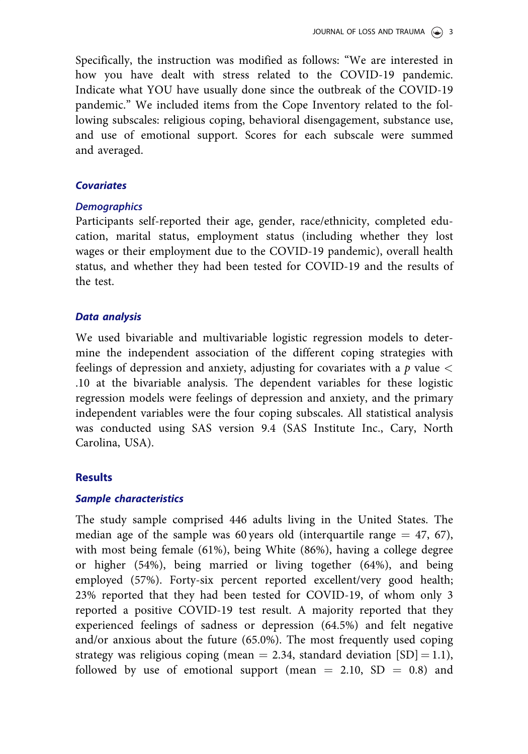Specifically, the instruction was modified as follows: "We are interested in how you have dealt with stress related to the COVID-19 pandemic. Indicate what YOU have usually done since the outbreak of the COVID-19 pandemic." We included items from the Cope Inventory related to the following subscales: religious coping, behavioral disengagement, substance use, and use of emotional support. Scores for each subscale were summed and averaged.

### *Covariates*

### *Demographics*

Participants self-reported their age, gender, race/ethnicity, completed education, marital status, employment status (including whether they lost wages or their employment due to the COVID-19 pandemic), overall health status, and whether they had been tested for COVID-19 and the results of the test.

### *Data analysis*

We used bivariable and multivariable logistic regression models to determine the independent association of the different coping strategies with feelings of depression and anxiety, adjusting for covariates with a $p$ value $<$ .10 at the bivariable analysis. The dependent variables for these logistic regression models were feelings of depression and anxiety, and the primary independent variables were the four coping subscales. All statistical analysis was conducted using SAS version 9.4 (SAS Institute Inc., Cary, North Carolina, USA).

## Results

### *Sample characteristics*

The study sample comprised 446 adults living in the United States. The median age of the sample was 60 years old (interquartile range = 47, 67), with most being female (61%), being White (86%), having a college degree or higher (54%), being married or living together (64%), and being employed (57%). Forty-six percent reported excellent/very good health; 23% reported that they had been tested for COVID-19, of whom only 3 reported a positive COVID-19 test result. A majority reported that they experienced feelings of sadness or depression (64.5%) and felt negative and/or anxious about the future (65.0%). The most frequently used coping strategy was religious coping (mean = 2.34, standard deviation [SD] = 1.1), followed by use of emotional support (mean = 2.10, SD = 0.8) and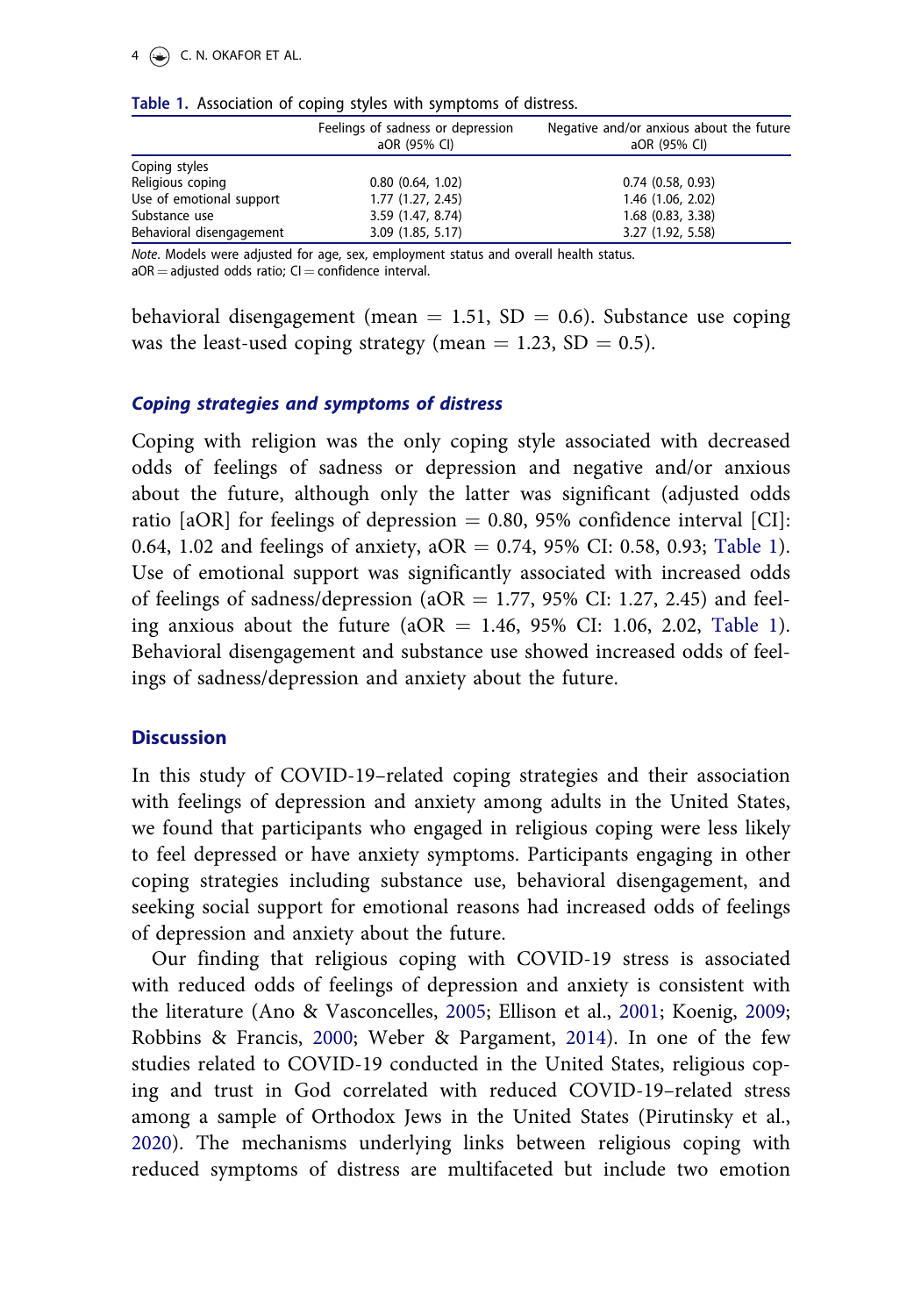**Table 1.** Association of coping styles with symptoms of distress.

| | Feelings of sadness or depression aOR (95% CI) | Negative and/or anxious about the future aOR (95% CI) |
|---|---|---|
| Coping styles | | |
| Religious coping | 0.80 (0.64, 1.02) | 0.74 (0.58, 0.93) |
| Use of emotional support | 1.77 (1.27, 2.45) | 1.46 (1.06, 2.02) |
| Substance use | 3.59 (1.47, 8.74) | 1.68 (0.83, 3.38) |
| Behavioral disengagement | 3.09 (1.85, 5.17) | 3.27 (1.92, 5.58) |

*Note.* Models were adjusted for age, sex, employment status and overall health status.
aOR = adjusted odds ratio; CI = confidence interval.

behavioral disengagement (mean = 1.51, SD = 0.6). Substance use coping was the least-used coping strategy (mean = 1.23, SD = 0.5).

### *Coping strategies and symptoms of distress*

Coping with religion was the only coping style associated with decreased odds of feelings of sadness or depression and negative and/or anxious about the future, although only the latter was significant (adjusted odds ratio [aOR] for feelings of depression = 0.80, 95% confidence interval [CI]: 0.64, 1.02 and feelings of anxiety, aOR = 0.74, 95% CI: 0.58, 0.93; Table 1). Use of emotional support was significantly associated with increased odds of feelings of sadness/depression (aOR = 1.77, 95% CI: 1.27, 2.45) and feeling anxious about the future (aOR = 1.46, 95% CI: 1.06, 2.02, Table 1). Behavioral disengagement and substance use showed increased odds of feelings of sadness/depression and anxiety about the future.

## Discussion

In this study of COVID-19–related coping strategies and their association with feelings of depression and anxiety among adults in the United States, we found that participants who engaged in religious coping were less likely to feel depressed or have anxiety symptoms. Participants engaging in other coping strategies including substance use, behavioral disengagement, and seeking social support for emotional reasons had increased odds of feelings of depression and anxiety about the future.

Our finding that religious coping with COVID-19 stress is associated with reduced odds of feelings of depression and anxiety is consistent with the literature (Ano & Vasconcelles, 2005; Ellison et al., 2001; Koenig, 2009; Robbins & Francis, 2000; Weber & Pargament, 2014). In one of the few studies related to COVID-19 conducted in the United States, religious coping and trust in God correlated with reduced COVID-19–related stress among a sample of Orthodox Jews in the United States (Pirutinsky et al., 2020). The mechanisms underlying links between religious coping with reduced symptoms of distress are multifaceted but include two emotion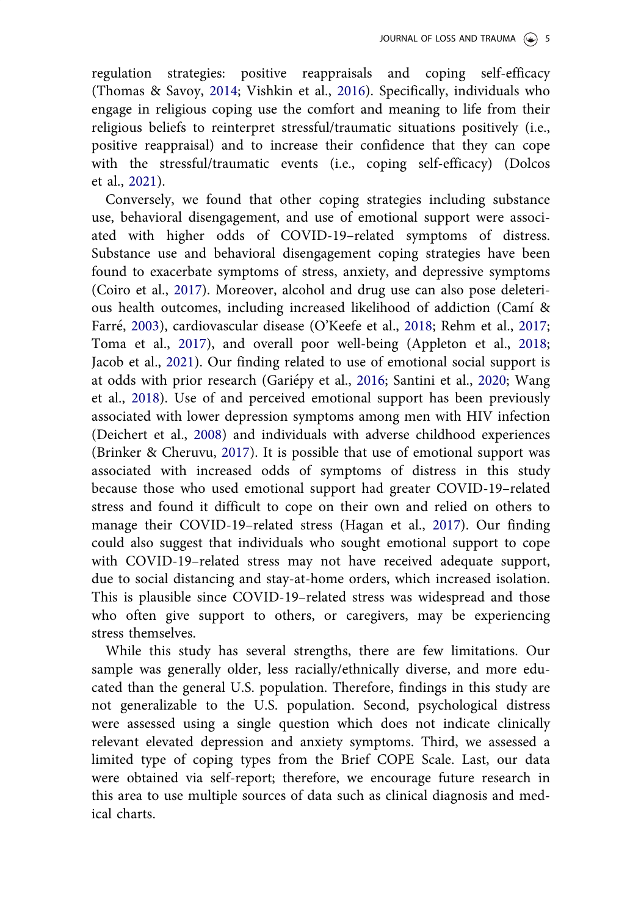regulation strategies: positive reappraisals and coping self-efficacy (Thomas & Savoy, 2014; Vishkin et al., 2016). Specifically, individuals who engage in religious coping use the comfort and meaning to life from their religious beliefs to reinterpret stressful/traumatic situations positively (i.e., positive reappraisal) and to increase their confidence that they can cope with the stressful/traumatic events (i.e., coping self-efficacy) (Dolcos et al., 2021).

Conversely, we found that other coping strategies including substance use, behavioral disengagement, and use of emotional support were associated with higher odds of COVID-19–related symptoms of distress. Substance use and behavioral disengagement coping strategies have been found to exacerbate symptoms of stress, anxiety, and depressive symptoms (Coiro et al., 2017). Moreover, alcohol and drug use can also pose deleterious health outcomes, including increased likelihood of addiction (Camí & Farré, 2003), cardiovascular disease (O'Keefe et al., 2018; Rehm et al., 2017; Toma et al., 2017), and overall poor well-being (Appleton et al., 2018; Jacob et al., 2021). Our finding related to use of emotional social support is at odds with prior research (Gariépy et al., 2016; Santini et al., 2020; Wang et al., 2018). Use of and perceived emotional support has been previously associated with lower depression symptoms among men with HIV infection (Deichert et al., 2008) and individuals with adverse childhood experiences (Brinker & Cheruvu, 2017). It is possible that use of emotional support was associated with increased odds of symptoms of distress in this study because those who used emotional support had greater COVID-19–related stress and found it difficult to cope on their own and relied on others to manage their COVID-19–related stress (Hagan et al., 2017). Our finding could also suggest that individuals who sought emotional support to cope with COVID-19–related stress may not have received adequate support, due to social distancing and stay-at-home orders, which increased isolation. This is plausible since COVID-19–related stress was widespread and those who often give support to others, or caregivers, may be experiencing stress themselves.

While this study has several strengths, there are few limitations. Our sample was generally older, less racially/ethnically diverse, and more educated than the general U.S. population. Therefore, findings in this study are not generalizable to the U.S. population. Second, psychological distress were assessed using a single question which does not indicate clinically relevant elevated depression and anxiety symptoms. Third, we assessed a limited type of coping types from the Brief COPE Scale. Last, our data were obtained via self-report; therefore, we encourage future research in this area to use multiple sources of data such as clinical diagnosis and medical charts.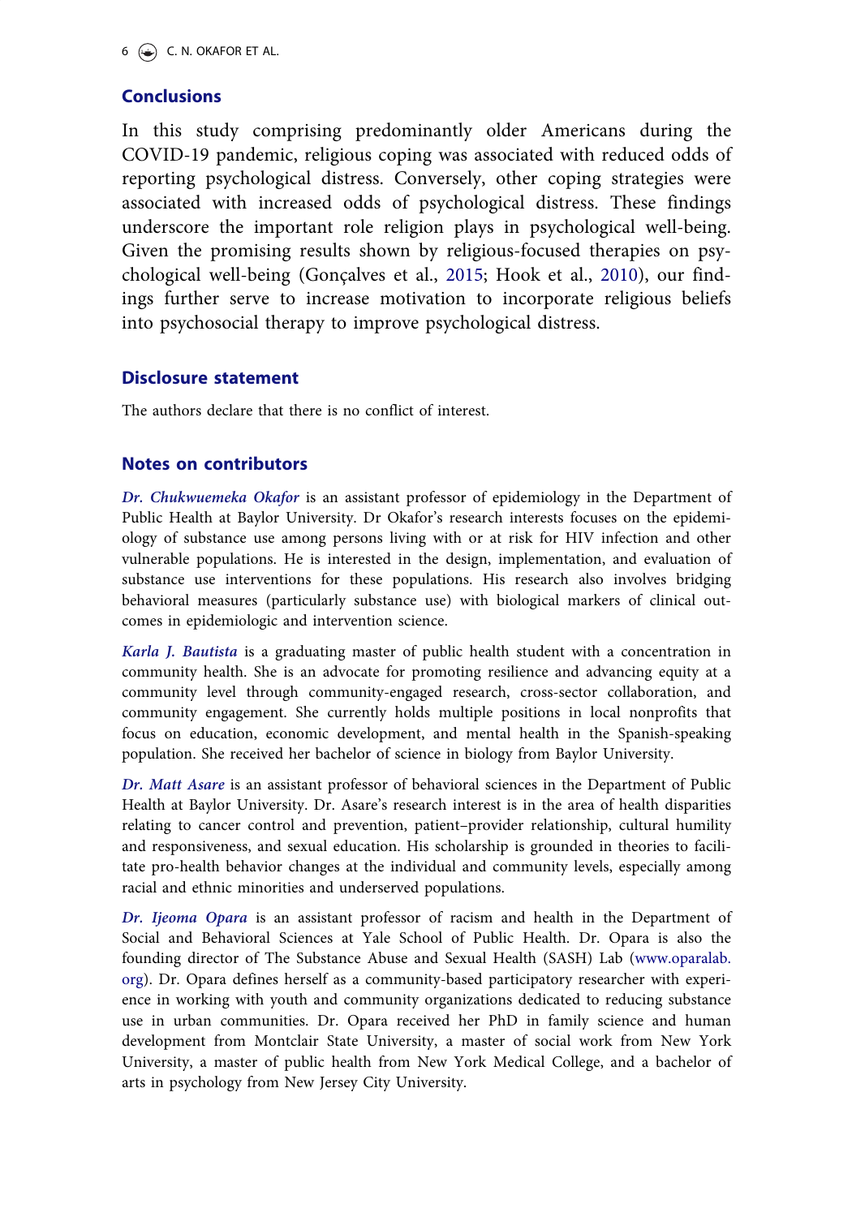## Conclusions

In this study comprising predominantly older Americans during the COVID-19 pandemic, religious coping was associated with reduced odds of reporting psychological distress. Conversely, other coping strategies were associated with increased odds of psychological distress. These findings underscore the important role religion plays in psychological well-being. Given the promising results shown by religious-focused therapies on psychological well-being (Gonçalves et al., 2015; Hook et al., 2010), our findings further serve to increase motivation to incorporate religious beliefs into psychosocial therapy to improve psychological distress.

## Disclosure statement

The authors declare that there is no conflict of interest.

## Notes on contributors

***Dr. Chukwuemeka Okafor*** is an assistant professor of epidemiology in the Department of Public Health at Baylor University. Dr Okafor's research interests focuses on the epidemiology of substance use among persons living with or at risk for HIV infection and other vulnerable populations. He is interested in the design, implementation, and evaluation of substance use interventions for these populations. His research also involves bridging behavioral measures (particularly substance use) with biological markers of clinical outcomes in epidemiologic and intervention science.

***Karla J. Bautista*** is a graduating master of public health student with a concentration in community health. She is an advocate for promoting resilience and advancing equity at a community level through community-engaged research, cross-sector collaboration, and community engagement. She currently holds multiple positions in local nonprofits that focus on education, economic development, and mental health in the Spanish-speaking population. She received her bachelor of science in biology from Baylor University.

***Dr. Matt Asare*** is an assistant professor of behavioral sciences in the Department of Public Health at Baylor University. Dr. Asare's research interest is in the area of health disparities relating to cancer control and prevention, patient–provider relationship, cultural humility and responsiveness, and sexual education. His scholarship is grounded in theories to facilitate pro-health behavior changes at the individual and community levels, especially among racial and ethnic minorities and underserved populations.

***Dr. Ijeoma Opara*** is an assistant professor of racism and health in the Department of Social and Behavioral Sciences at Yale School of Public Health. Dr. Opara is also the founding director of The Substance Abuse and Sexual Health (SASH) Lab (www.oparalab.org). Dr. Opara defines herself as a community-based participatory researcher with experience in working with youth and community organizations dedicated to reducing substance use in urban communities. Dr. Opara received her PhD in family science and human development from Montclair State University, a master of social work from New York University, a master of public health from New York Medical College, and a bachelor of arts in psychology from New Jersey City University.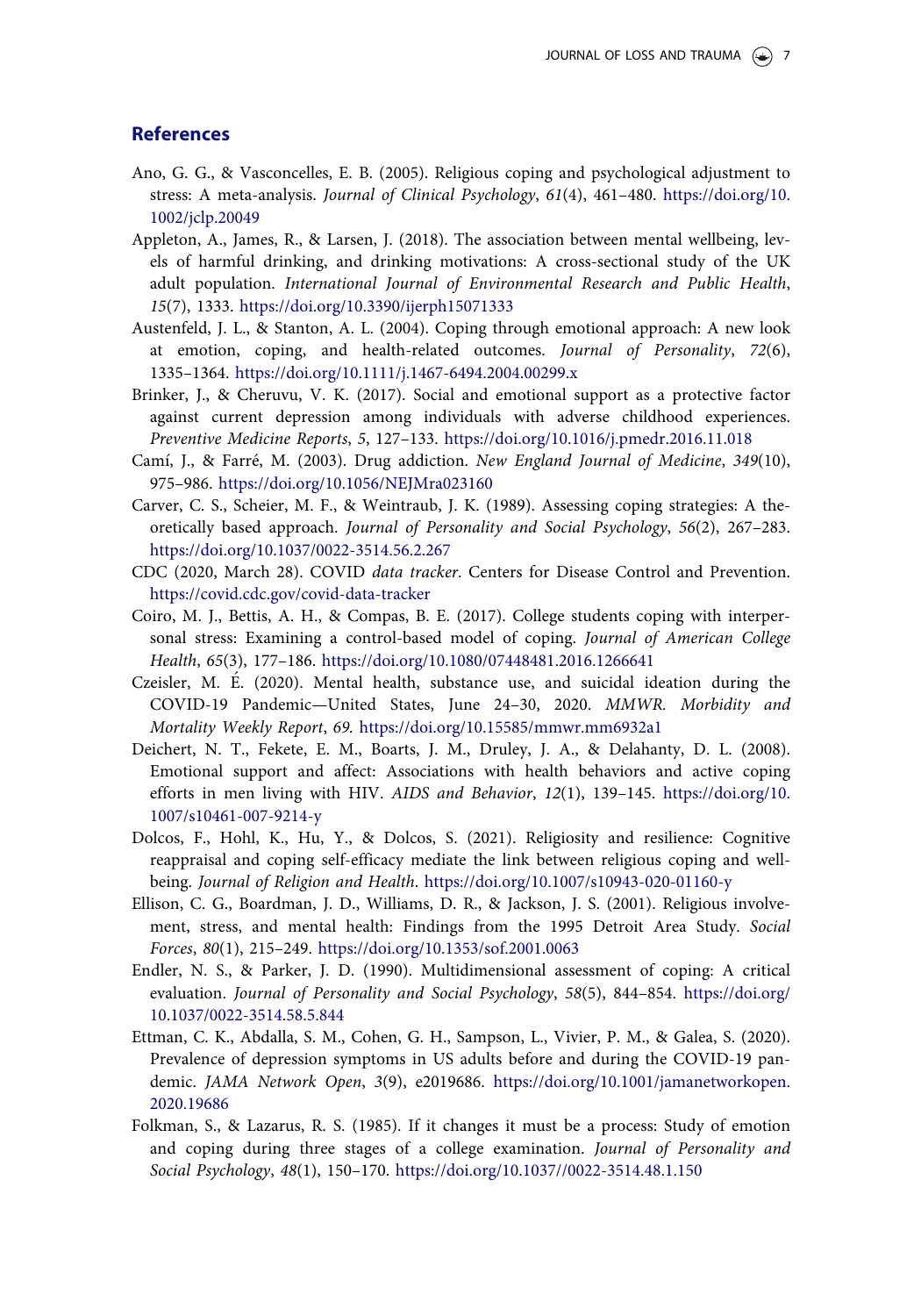## References

Ano, G. G., & Vasconcelles, E. B. (2005). Religious coping and psychological adjustment to stress: A meta-analysis. *Journal of Clinical Psychology*, *61*(4), 461–480. https://doi.org/10.1002/jclp.20049

Appleton, A., James, R., & Larsen, J. (2018). The association between mental wellbeing, levels of harmful drinking, and drinking motivations: A cross-sectional study of the UK adult population. *International Journal of Environmental Research and Public Health*, *15*(7), 1333. https://doi.org/10.3390/ijerph15071333

Austenfeld, J. L., & Stanton, A. L. (2004). Coping through emotional approach: A new look at emotion, coping, and health-related outcomes. *Journal of Personality*, *72*(6), 1335–1364. https://doi.org/10.1111/j.1467-6494.2004.00299.x

Brinker, J., & Cheruvu, V. K. (2017). Social and emotional support as a protective factor against current depression among individuals with adverse childhood experiences. *Preventive Medicine Reports*, *5*, 127–133. https://doi.org/10.1016/j.pmedr.2016.11.018

Camí, J., & Farré, M. (2003). Drug addiction. *New England Journal of Medicine*, *349*(10), 975–986. https://doi.org/10.1056/NEJMra023160

Carver, C. S., Scheier, M. F., & Weintraub, J. K. (1989). Assessing coping strategies: A theoretically based approach. *Journal of Personality and Social Psychology*, *56*(2), 267–283. https://doi.org/10.1037/0022-3514.56.2.267

CDC (2020, March 28). COVID *data tracker*. Centers for Disease Control and Prevention. https://covid.cdc.gov/covid-data-tracker

Coiro, M. J., Bettis, A. H., & Compas, B. E. (2017). College students coping with interpersonal stress: Examining a control-based model of coping. *Journal of American College Health*, *65*(3), 177–186. https://doi.org/10.1080/07448481.2016.1266641

Czeisler, M. É. (2020). Mental health, substance use, and suicidal ideation during the COVID-19 Pandemic—United States, June 24–30, 2020. *MMWR. Morbidity and Mortality Weekly Report*, *69*. https://doi.org/10.15585/mmwr.mm6932a1

Deichert, N. T., Fekete, E. M., Boarts, J. M., Druley, J. A., & Delahanty, D. L. (2008). Emotional support and affect: Associations with health behaviors and active coping efforts in men living with HIV. *AIDS and Behavior*, *12*(1), 139–145. https://doi.org/10.1007/s10461-007-9214-y

Dolcos, F., Hohl, K., Hu, Y., & Dolcos, S. (2021). Religiosity and resilience: Cognitive reappraisal and coping self-efficacy mediate the link between religious coping and well-being. *Journal of Religion and Health*. https://doi.org/10.1007/s10943-020-01160-y

Ellison, C. G., Boardman, J. D., Williams, D. R., & Jackson, J. S. (2001). Religious involvement, stress, and mental health: Findings from the 1995 Detroit Area Study. *Social Forces*, *80*(1), 215–249. https://doi.org/10.1353/sof.2001.0063

Endler, N. S., & Parker, J. D. (1990). Multidimensional assessment of coping: A critical evaluation. *Journal of Personality and Social Psychology*, *58*(5), 844–854. https://doi.org/10.1037/0022-3514.58.5.844

Ettman, C. K., Abdalla, S. M., Cohen, G. H., Sampson, L., Vivier, P. M., & Galea, S. (2020). Prevalence of depression symptoms in US adults before and during the COVID-19 pandemic. *JAMA Network Open*, *3*(9), e2019686. https://doi.org/10.1001/jamanetworkopen.2020.19686

Folkman, S., & Lazarus, R. S. (1985). If it changes it must be a process: Study of emotion and coping during three stages of a college examination. *Journal of Personality and Social Psychology*, *48*(1), 150–170. https://doi.org/10.1037//0022-3514.48.1.150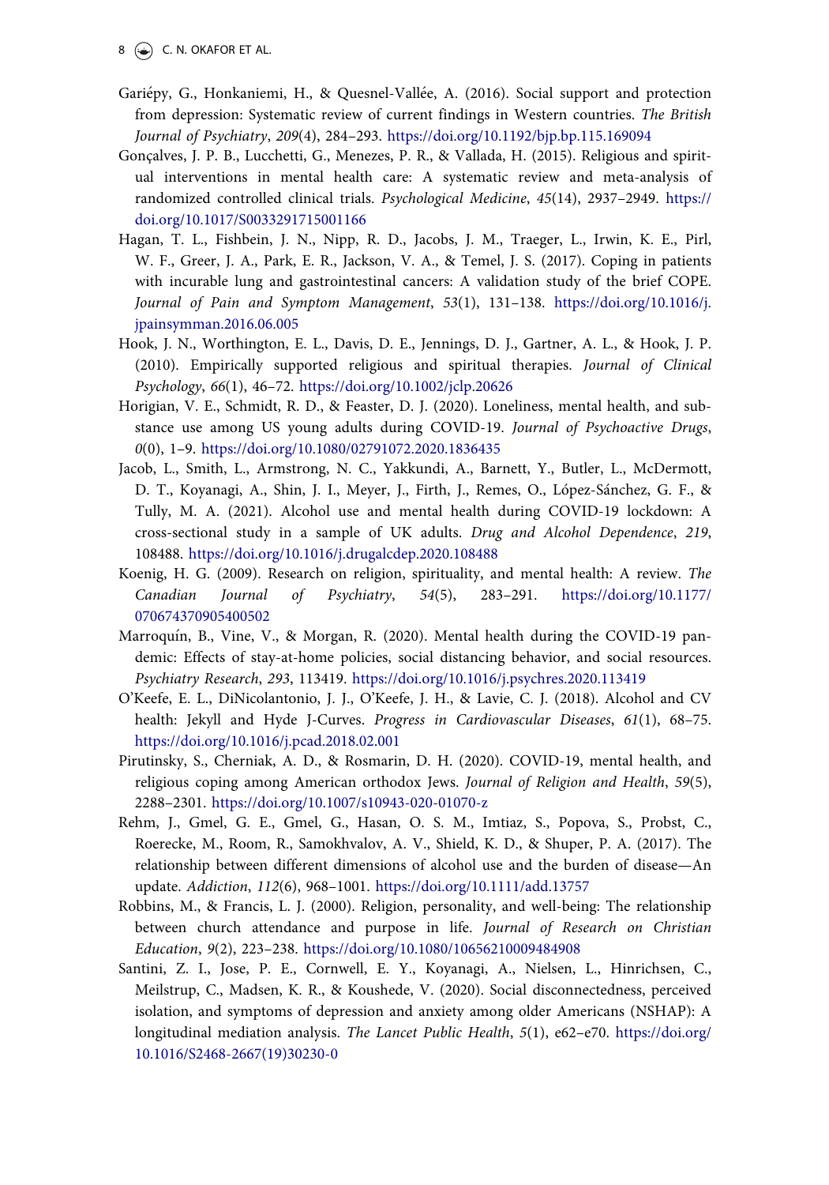Gariépy, G., Honkaniemi, H., & Quesnel-Vallée, A. (2016). Social support and protection from depression: Systematic review of current findings in Western countries. *The British Journal of Psychiatry*, *209*(4), 284–293. https://doi.org/10.1192/bjp.bp.115.169094

Gonçalves, J. P. B., Lucchetti, G., Menezes, P. R., & Vallada, H. (2015). Religious and spiritual interventions in mental health care: A systematic review and meta-analysis of randomized controlled clinical trials. *Psychological Medicine*, *45*(14), 2937–2949. https://doi.org/10.1017/S0033291715001166

Hagan, T. L., Fishbein, J. N., Nipp, R. D., Jacobs, J. M., Traeger, L., Irwin, K. E., Pirl, W. F., Greer, J. A., Park, E. R., Jackson, V. A., & Temel, J. S. (2017). Coping in patients with incurable lung and gastrointestinal cancers: A validation study of the brief COPE. *Journal of Pain and Symptom Management*, *53*(1), 131–138. https://doi.org/10.1016/j.jpainsymman.2016.06.005

Hook, J. N., Worthington, E. L., Davis, D. E., Jennings, D. J., Gartner, A. L., & Hook, J. P. (2010). Empirically supported religious and spiritual therapies. *Journal of Clinical Psychology*, *66*(1), 46–72. https://doi.org/10.1002/jclp.20626

Horigian, V. E., Schmidt, R. D., & Feaster, D. J. (2020). Loneliness, mental health, and substance use among US young adults during COVID-19. *Journal of Psychoactive Drugs*, *0*(0), 1–9. https://doi.org/10.1080/02791072.2020.1836435

Jacob, L., Smith, L., Armstrong, N. C., Yakkundi, A., Barnett, Y., Butler, L., McDermott, D. T., Koyanagi, A., Shin, J. I., Meyer, J., Firth, J., Remes, O., López-Sánchez, G. F., & Tully, M. A. (2021). Alcohol use and mental health during COVID-19 lockdown: A cross-sectional study in a sample of UK adults. *Drug and Alcohol Dependence*, *219*, 108488. https://doi.org/10.1016/j.drugalcdep.2020.108488

Koenig, H. G. (2009). Research on religion, spirituality, and mental health: A review. *The Canadian Journal of Psychiatry*, *54*(5), 283–291. https://doi.org/10.1177/070674370905400502

Marroquín, B., Vine, V., & Morgan, R. (2020). Mental health during the COVID-19 pandemic: Effects of stay-at-home policies, social distancing behavior, and social resources. *Psychiatry Research*, *293*, 113419. https://doi.org/10.1016/j.psychres.2020.113419

O'Keefe, E. L., DiNicolantonio, J. J., O'Keefe, J. H., & Lavie, C. J. (2018). Alcohol and CV health: Jekyll and Hyde J-Curves. *Progress in Cardiovascular Diseases*, *61*(1), 68–75. https://doi.org/10.1016/j.pcad.2018.02.001

Pirutinsky, S., Cherniak, A. D., & Rosmarin, D. H. (2020). COVID-19, mental health, and religious coping among American orthodox Jews. *Journal of Religion and Health*, *59*(5), 2288–2301. https://doi.org/10.1007/s10943-020-01070-z

Rehm, J., Gmel, G. E., Gmel, G., Hasan, O. S. M., Imtiaz, S., Popova, S., Probst, C., Roerecke, M., Room, R., Samokhvalov, A. V., Shield, K. D., & Shuper, P. A. (2017). The relationship between different dimensions of alcohol use and the burden of disease—An update. *Addiction*, *112*(6), 968–1001. https://doi.org/10.1111/add.13757

Robbins, M., & Francis, L. J. (2000). Religion, personality, and well-being: The relationship between church attendance and purpose in life. *Journal of Research on Christian Education*, *9*(2), 223–238. https://doi.org/10.1080/10656210009484908

Santini, Z. I., Jose, P. E., Cornwell, E. Y., Koyanagi, A., Nielsen, L., Hinrichsen, C., Meilstrup, C., Madsen, K. R., & Koushede, V. (2020). Social disconnectedness, perceived isolation, and symptoms of depression and anxiety among older Americans (NSHAP): A longitudinal mediation analysis. *The Lancet Public Health*, *5*(1), e62–e70. https://doi.org/10.1016/S2468-2667(19)30230-0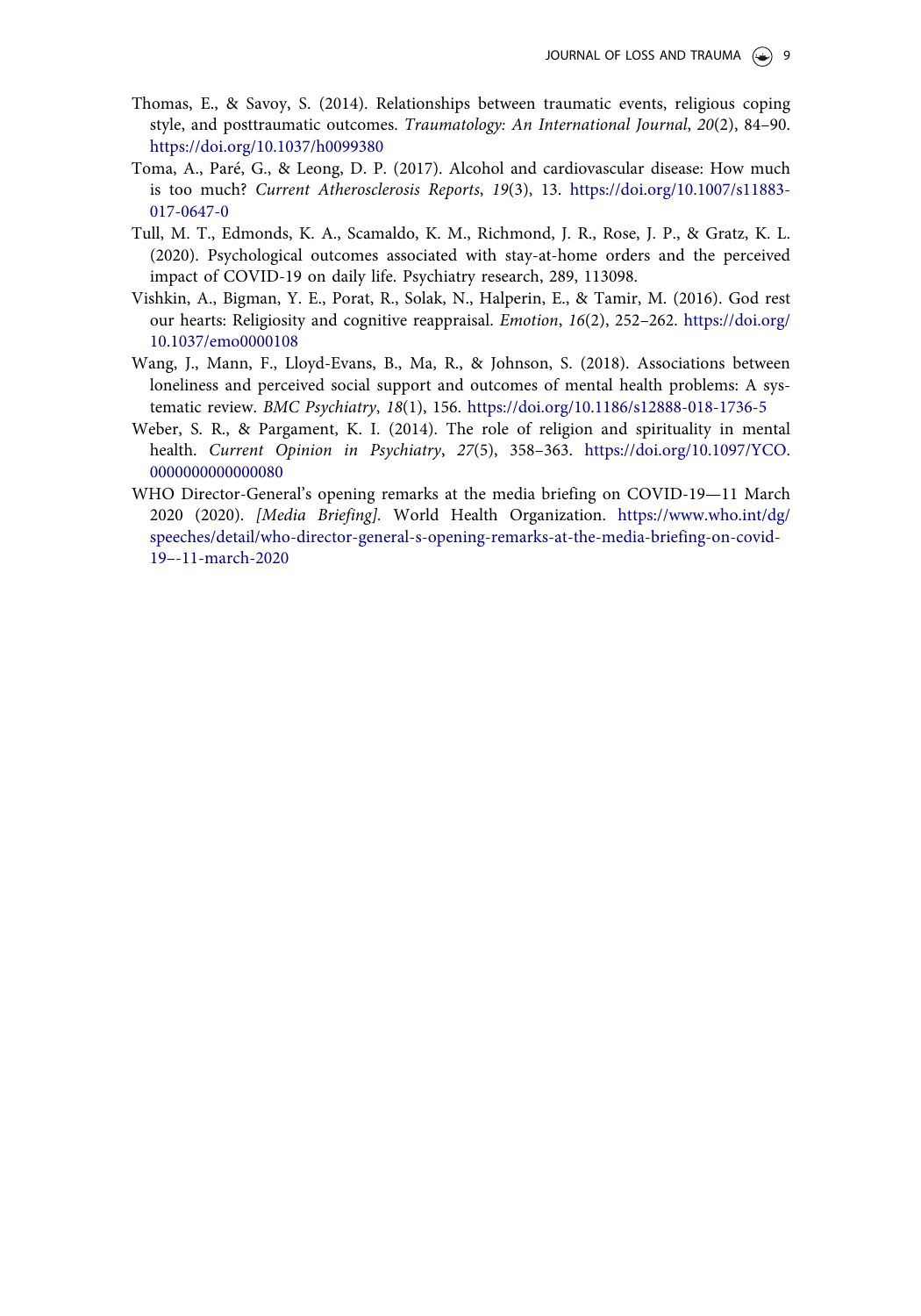Thomas, E., & Savoy, S. (2014). Relationships between traumatic events, religious coping style, and posttraumatic outcomes. *Traumatology: An International Journal*, *20*(2), 84–90. https://doi.org/10.1037/h0099380

Toma, A., Paré, G., & Leong, D. P. (2017). Alcohol and cardiovascular disease: How much is too much? *Current Atherosclerosis Reports*, *19*(3), 13. https://doi.org/10.1007/s11883-017-0647-0

Tull, M. T., Edmonds, K. A., Scamaldo, K. M., Richmond, J. R., Rose, J. P., & Gratz, K. L. (2020). Psychological outcomes associated with stay-at-home orders and the perceived impact of COVID-19 on daily life. Psychiatry research, 289, 113098.

Vishkin, A., Bigman, Y. E., Porat, R., Solak, N., Halperin, E., & Tamir, M. (2016). God rest our hearts: Religiosity and cognitive reappraisal. *Emotion*, *16*(2), 252–262. https://doi.org/10.1037/emo0000108

Wang, J., Mann, F., Lloyd-Evans, B., Ma, R., & Johnson, S. (2018). Associations between loneliness and perceived social support and outcomes of mental health problems: A systematic review. *BMC Psychiatry*, *18*(1), 156. https://doi.org/10.1186/s12888-018-1736-5

Weber, S. R., & Pargament, K. I. (2014). The role of religion and spirituality in mental health. *Current Opinion in Psychiatry*, *27*(5), 358–363. https://doi.org/10.1097/YCO.0000000000000080

WHO Director-General's opening remarks at the media briefing on COVID-19—11 March 2020 (2020). *[Media Briefing].* World Health Organization. https://www.who.int/dg/speeches/detail/who-director-general-s-opening-remarks-at-the-media-briefing-on-covid-19–-11-march-2020